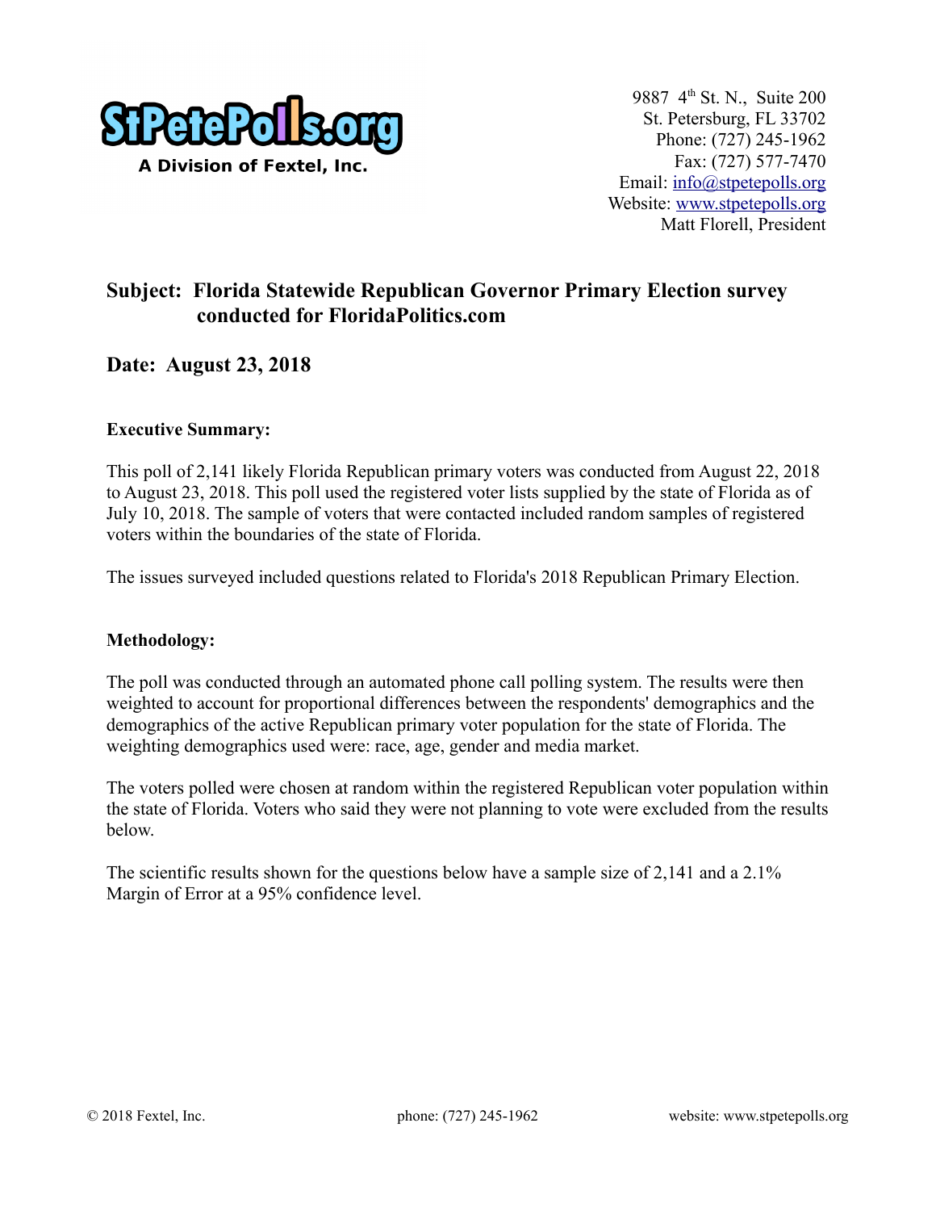**StPetePolls.org**
**A Division of Fextel, Inc.**

9887 4th St. N., Suite 200
St. Petersburg, FL 33702
Phone: (727) 245-1962
Fax: (727) 577-7470
Email: info@stpetepolls.org
Website: www.stpetepolls.org
Matt Florell, President

## Subject: Florida Statewide Republican Governor Primary Election survey conducted for FloridaPolitics.com

## Date: August 23, 2018

### Executive Summary:

This poll of 2,141 likely Florida Republican primary voters was conducted from August 22, 2018 to August 23, 2018. This poll used the registered voter lists supplied by the state of Florida as of July 10, 2018. The sample of voters that were contacted included random samples of registered voters within the boundaries of the state of Florida.

The issues surveyed included questions related to Florida's 2018 Republican Primary Election.

### Methodology:

The poll was conducted through an automated phone call polling system. The results were then weighted to account for proportional differences between the respondents' demographics and the demographics of the active Republican primary voter population for the state of Florida. The weighting demographics used were: race, age, gender and media market.

The voters polled were chosen at random within the registered Republican voter population within the state of Florida. Voters who said they were not planning to vote were excluded from the results below.

The scientific results shown for the questions below have a sample size of 2,141 and a 2.1% Margin of Error at a 95% confidence level.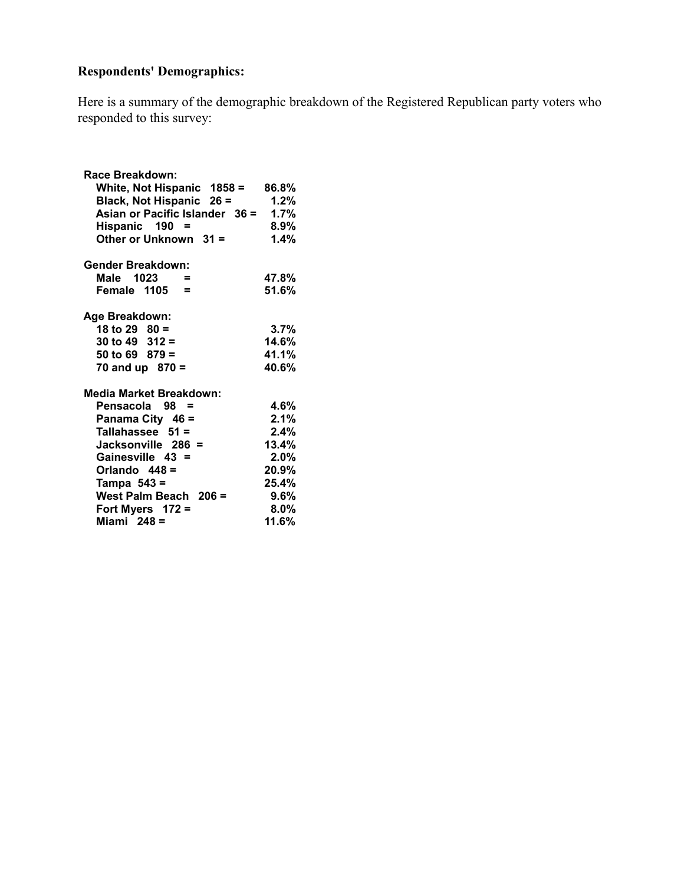**Respondents' Demographics:**

Here is a summary of the demographic breakdown of the Registered Republican party voters who responded to this survey:

**Race Breakdown:**

| | |
|---|---|
| **White, Not Hispanic 1858 =** | **86.8%** |
| **Black, Not Hispanic 26 =** | **1.2%** |
| **Asian or Pacific Islander 36 =** | **1.7%** |
| **Hispanic 190 =** | **8.9%** |
| **Other or Unknown 31 =** | **1.4%** |

**Gender Breakdown:**

| | |
|---|---|
| **Male 1023 =** | **47.8%** |
| **Female 1105 =** | **51.6%** |

**Age Breakdown:**

| | |
|---|---|
| **18 to 29 80 =** | **3.7%** |
| **30 to 49 312 =** | **14.6%** |
| **50 to 69 879 =** | **41.1%** |
| **70 and up 870 =** | **40.6%** |

**Media Market Breakdown:**

| | |
|---|---|
| **Pensacola 98 =** | **4.6%** |
| **Panama City 46 =** | **2.1%** |
| **Tallahassee 51 =** | **2.4%** |
| **Jacksonville 286 =** | **13.4%** |
| **Gainesville 43 =** | **2.0%** |
| **Orlando 448 =** | **20.9%** |
| **Tampa 543 =** | **25.4%** |
| **West Palm Beach 206 =** | **9.6%** |
| **Fort Myers 172 =** | **8.0%** |
| **Miami 248 =** | **11.6%** |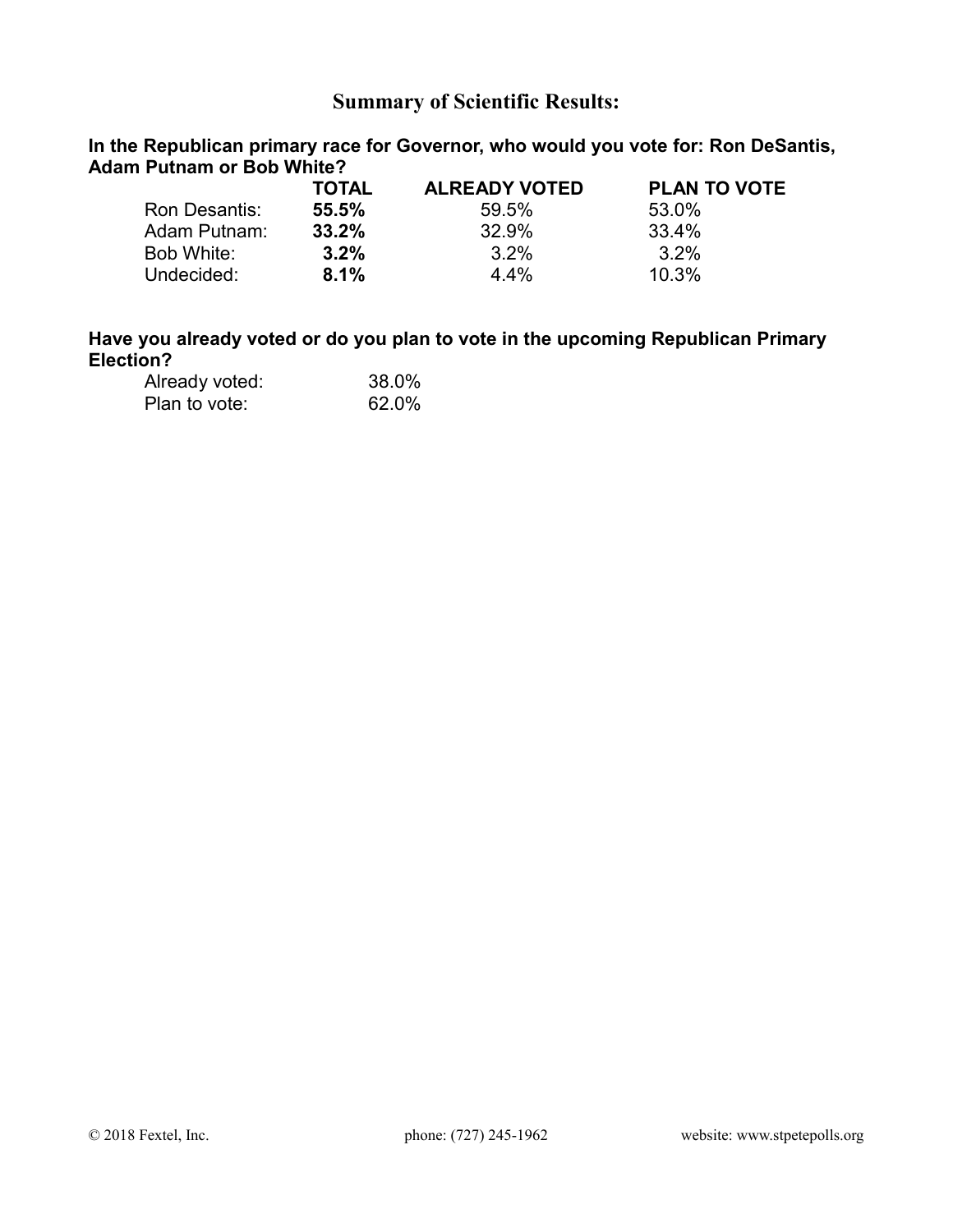## Summary of Scientific Results:

**In the Republican primary race for Governor, who would you vote for: Ron DeSantis, Adam Putnam or Bob White?**

| | TOTAL | ALREADY VOTED | PLAN TO VOTE |
|---|---|---|---|
| Ron Desantis: | **55.5%** | 59.5% | 53.0% |
| Adam Putnam: | **33.2%** | 32.9% | 33.4% |
| Bob White: | **3.2%** | 3.2% | 3.2% |
| Undecided: | **8.1%** | 4.4% | 10.3% |

**Have you already voted or do you plan to vote in the upcoming Republican Primary Election?**

| | |
|---|---|
| Already voted: | 38.0% |
| Plan to vote: | 62.0% |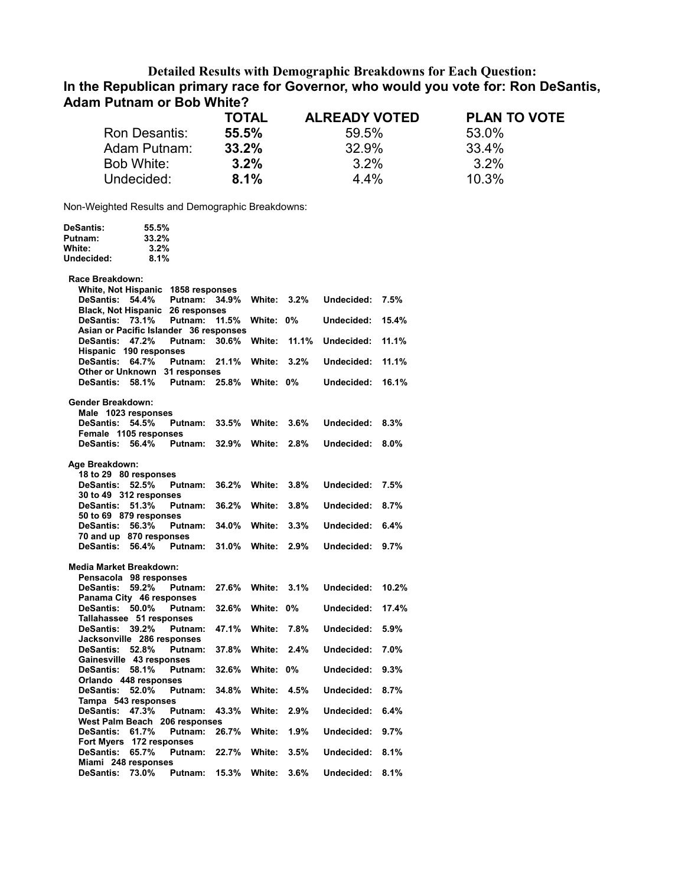### Detailed Results with Demographic Breakdowns for Each Question:

## In the Republican primary race for Governor, who would you vote for: Ron DeSantis, Adam Putnam or Bob White?

| | TOTAL | ALREADY VOTED | PLAN TO VOTE |
|---|---|---|---|
| Ron Desantis: | **55.5%** | 59.5% | 53.0% |
| Adam Putnam: | **33.2%** | 32.9% | 33.4% |
| Bob White: | **3.2%** | 3.2% | 3.2% |
| Undecided: | **8.1%** | 4.4% | 10.3% |

Non-Weighted Results and Demographic Breakdowns:

**DeSantis:** **55.5%**
**Putnam:** **33.2%**
**White:** **3.2%**
**Undecided:** **8.1%**

**Race Breakdown:**

**White, Not Hispanic 1858 responses**
**DeSantis: 54.4% Putnam: 34.9% White: 3.2% Undecided: 7.5%**

**Black, Not Hispanic 26 responses**
**DeSantis: 73.1% Putnam: 11.5% White: 0% Undecided: 15.4%**

**Asian or Pacific Islander 36 responses**
**DeSantis: 47.2% Putnam: 30.6% White: 11.1% Undecided: 11.1%**

**Hispanic 190 responses**
**DeSantis: 64.7% Putnam: 21.1% White: 3.2% Undecided: 11.1%**

**Other or Unknown 31 responses**
**DeSantis: 58.1% Putnam: 25.8% White: 0% Undecided: 16.1%**

**Gender Breakdown:**

**Male 1023 responses**
**DeSantis: 54.5% Putnam: 33.5% White: 3.6% Undecided: 8.3%**

**Female 1105 responses**
**DeSantis: 56.4% Putnam: 32.9% White: 2.8% Undecided: 8.0%**

**Age Breakdown:**

**18 to 29 80 responses**
**DeSantis: 52.5% Putnam: 36.2% White: 3.8% Undecided: 7.5%**

**30 to 49 312 responses**
**DeSantis: 51.3% Putnam: 36.2% White: 3.8% Undecided: 8.7%**

**50 to 69 879 responses**
**DeSantis: 56.3% Putnam: 34.0% White: 3.3% Undecided: 6.4%**

**70 and up 870 responses**
**DeSantis: 56.4% Putnam: 31.0% White: 2.9% Undecided: 9.7%**

**Media Market Breakdown:**

**Pensacola 98 responses**
**DeSantis: 59.2% Putnam: 27.6% White: 3.1% Undecided: 10.2%**

**Panama City 46 responses**
**DeSantis: 50.0% Putnam: 32.6% White: 0% Undecided: 17.4%**

**Tallahassee 51 responses**
**DeSantis: 39.2% Putnam: 47.1% White: 7.8% Undecided: 5.9%**

**Jacksonville 286 responses**
**DeSantis: 52.8% Putnam: 37.8% White: 2.4% Undecided: 7.0%**

**Gainesville 43 responses**
**DeSantis: 58.1% Putnam: 32.6% White: 0% Undecided: 9.3%**

**Orlando 448 responses**
**DeSantis: 52.0% Putnam: 34.8% White: 4.5% Undecided: 8.7%**

**Tampa 543 responses**
**DeSantis: 47.3% Putnam: 43.3% White: 2.9% Undecided: 6.4%**

**West Palm Beach 206 responses**
**DeSantis: 61.7% Putnam: 26.7% White: 1.9% Undecided: 9.7%**

**Fort Myers 172 responses**
**DeSantis: 65.7% Putnam: 22.7% White: 3.5% Undecided: 8.1%**

**Miami 248 responses**
**DeSantis: 73.0% Putnam: 15.3% White: 3.6% Undecided: 8.1%**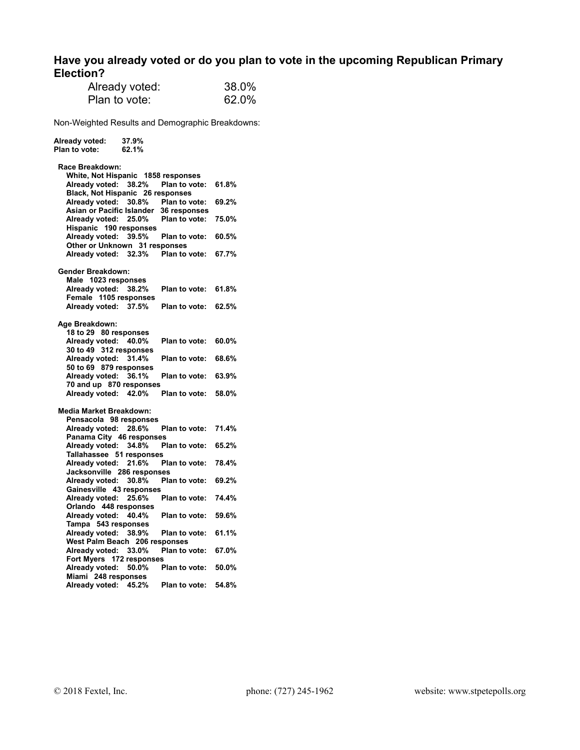## Have you already voted or do you plan to vote in the upcoming Republican Primary Election?

| | |
|---|---|
| Already voted: | 38.0% |
| Plan to vote: | 62.0% |

Non-Weighted Results and Demographic Breakdowns:

**Already voted: 37.9%**
**Plan to vote: 62.1%**

**Race Breakdown:**

**White, Not Hispanic 1858 responses**
**Already voted: 38.2% Plan to vote: 61.8%**
**Black, Not Hispanic 26 responses**
**Already voted: 30.8% Plan to vote: 69.2%**
**Asian or Pacific Islander 36 responses**
**Already voted: 25.0% Plan to vote: 75.0%**
**Hispanic 190 responses**
**Already voted: 39.5% Plan to vote: 60.5%**
**Other or Unknown 31 responses**
**Already voted: 32.3% Plan to vote: 67.7%**

**Gender Breakdown:**

**Male 1023 responses**
**Already voted: 38.2% Plan to vote: 61.8%**
**Female 1105 responses**
**Already voted: 37.5% Plan to vote: 62.5%**

**Age Breakdown:**

**18 to 29 80 responses**
**Already voted: 40.0% Plan to vote: 60.0%**
**30 to 49 312 responses**
**Already voted: 31.4% Plan to vote: 68.6%**
**50 to 69 879 responses**
**Already voted: 36.1% Plan to vote: 63.9%**
**70 and up 870 responses**
**Already voted: 42.0% Plan to vote: 58.0%**

**Media Market Breakdown:**

**Pensacola 98 responses**
**Already voted: 28.6% Plan to vote: 71.4%**
**Panama City 46 responses**
**Already voted: 34.8% Plan to vote: 65.2%**
**Tallahassee 51 responses**
**Already voted: 21.6% Plan to vote: 78.4%**
**Jacksonville 286 responses**
**Already voted: 30.8% Plan to vote: 69.2%**
**Gainesville 43 responses**
**Already voted: 25.6% Plan to vote: 74.4%**
**Orlando 448 responses**
**Already voted: 40.4% Plan to vote: 59.6%**
**Tampa 543 responses**
**Already voted: 38.9% Plan to vote: 61.1%**
**West Palm Beach 206 responses**
**Already voted: 33.0% Plan to vote: 67.0%**
**Fort Myers 172 responses**
**Already voted: 50.0% Plan to vote: 50.0%**
**Miami 248 responses**
**Already voted: 45.2% Plan to vote: 54.8%**